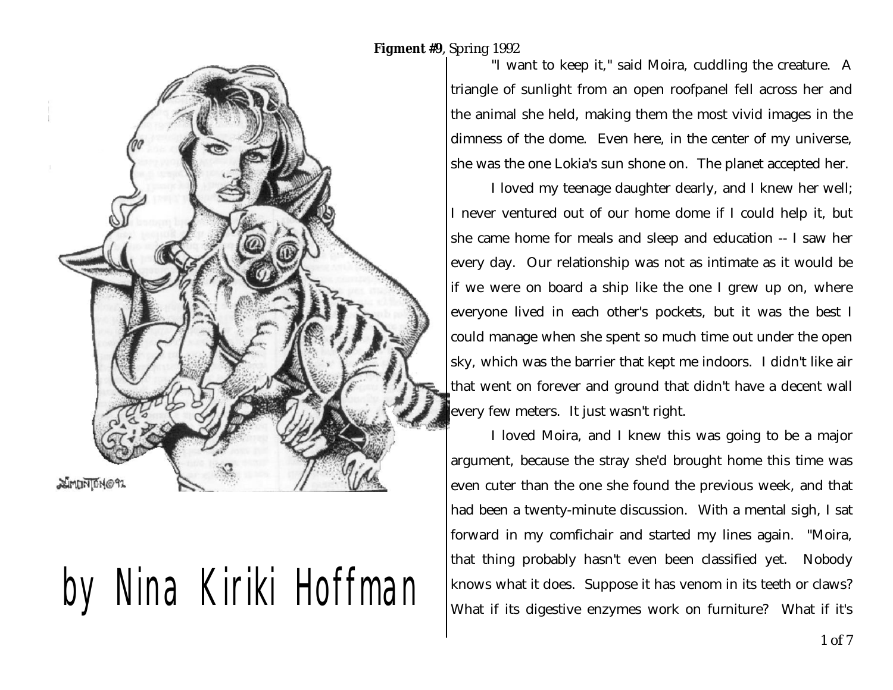**Figment #9**, Spring 1992

by Nina Kiriki Hoffman

"I want to keep it," said Moira, cuddling the creature. A triangle of sunlight from an open roofpanel fell across her and the animal she held, making them the most vivid images in the dimness of the dome. Even here, in the center of my universe, she was the one Lokia's sun shone on. The planet accepted her.

I loved my teenage daughter dearly, and I knew her well; I never ventured out of our home dome if I could help it, but she came home for meals and sleep and education -- I saw her every day. Our relationship was not as intimate as it would be if we were on board a ship like the one I grew up on, where everyone lived in each other's pockets, but it was the best I could manage when she spent so much time out under the open sky, which was the barrier that kept me indoors. I didn't like air that went on forever and ground that didn't have a decent wall every few meters. It just wasn't right.

I loved Moira, and I knew this was going to be a major argument, because the stray she'd brought home this time was even cuter than the one she found the previous week, and that had been a twenty-minute discussion. With a mental sigh, I sat forward in my comfichair and started my lines again. "Moira, that thing probably hasn't even been classified yet. Nobody knows what it does. Suppose it has venom in its teeth or claws? What if its digestive enzymes work on furniture? What if it's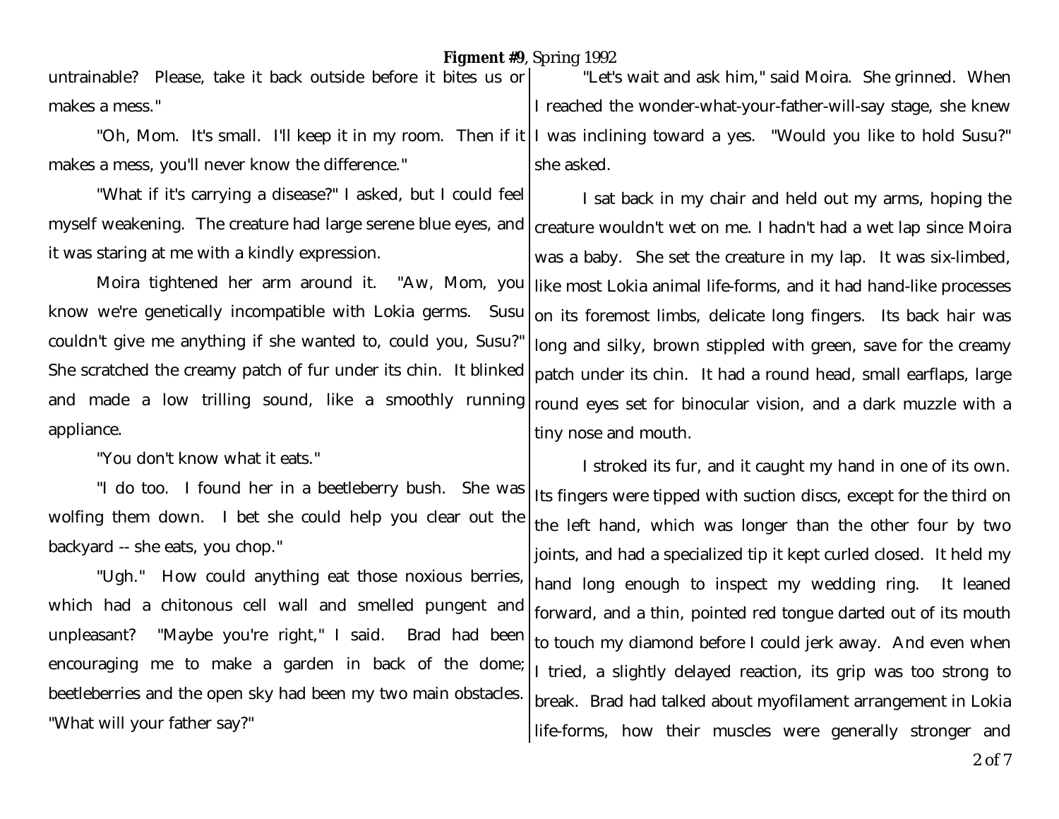untrainable? Please, take it back outside before it bites us or makes a mess."

"Oh, Mom. It's small. I'll keep it in my room. Then if it makes a mess, you'll never know the difference."

"What if it's carrying a disease?" I asked, but I could feel myself weakening. The creature had large serene blue eyes, and it was staring at me with a kindly expression.

Moira tightened her arm around it. "Aw, Mom, you know we're genetically incompatible with Lokia germs. Susu couldn't give me anything if she wanted to, could you, Susu?" She scratched the creamy patch of fur under its chin. It blinked and made a low trilling sound, like a smoothly running appliance.

"You don't know what it eats."

"I do too. I found her in a beetleberry bush. She was wolfing them down. I bet she could help you clear out the backyard -- she eats, you chop."

"Ugh." How could anything eat those noxious berries, which had a chitonous cell wall and smelled pungent and unpleasant? "Maybe you're right," I said. Brad had been encouraging me to make a garden in back of the dome; beetleberries and the open sky had been my two main obstacles. "What will your father say?"

"Let's wait and ask him," said Moira. She grinned. When I reached the wonder-what-your-father-will-say stage, she knew I was inclining toward a yes. "Would you like to hold Susu?" she asked.

I sat back in my chair and held out my arms, hoping the creature wouldn't wet on me. I hadn't had a wet lap since Moira was a baby. She set the creature in my lap. It was six-limbed, like most Lokia animal life-forms, and it had hand-like processes on its foremost limbs, delicate long fingers. Its back hair was long and silky, brown stippled with green, save for the creamy patch under its chin. It had a round head, small earflaps, large round eyes set for binocular vision, and a dark muzzle with a tiny nose and mouth.

I stroked its fur, and it caught my hand in one of its own. Its fingers were tipped with suction discs, except for the third on the left hand, which was longer than the other four by two joints, and had a specialized tip it kept curled closed. It held my hand long enough to inspect my wedding ring. It leaned forward, and a thin, pointed red tongue darted out of its mouth to touch my diamond before I could jerk away. And even when I tried, a slightly delayed reaction, its grip was too strong to break. Brad had talked about myofilament arrangement in Lokia life-forms, how their muscles were generally stronger and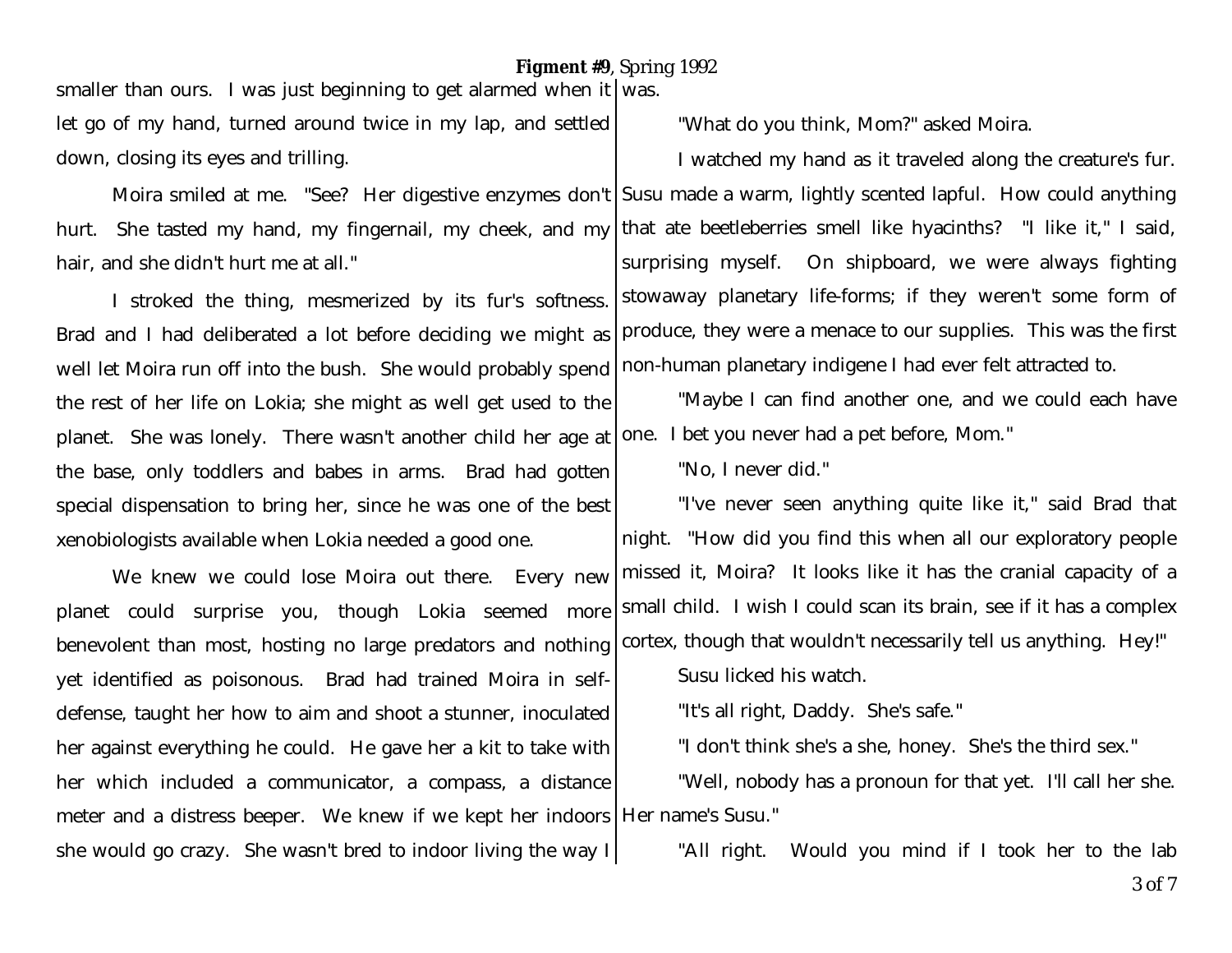smaller than ours. I was just beginning to get alarmed when it let go of my hand, turned around twice in my lap, and settled down, closing its eyes and trilling.

Moira smiled at me. "See? Her digestive enzymes don't hurt. She tasted my hand, my fingernail, my cheek, and my hair, and she didn't hurt me at all."

I stroked the thing, mesmerized by its fur's softness. Brad and I had deliberated a lot before deciding we might as well let Moira run off into the bush. She would probably spend the rest of her life on Lokia; she might as well get used to the planet. She was lonely. There wasn't another child her age at the base, only toddlers and babes in arms. Brad had gotten special dispensation to bring her, since he was one of the best xenobiologists available when Lokia needed a good one.

We knew we could lose Moira out there. Every new planet could surprise you, though Lokia seemed more benevolent than most, hosting no large predators and nothing yet identified as poisonous. Brad had trained Moira in self-defense, taught her how to aim and shoot a stunner, inoculated her against everything he could. He gave her a kit to take with her which included a communicator, a compass, a distance meter and a distress beeper. We knew if we kept her indoors she would go crazy. She wasn't bred to indoor living the way I was.

"What do you think, Mom?" asked Moira.

I watched my hand as it traveled along the creature's fur. Susu made a warm, lightly scented lapful. How could anything that ate beetleberries smell like hyacinths? "I like it," I said, surprising myself. On shipboard, we were always fighting stowaway planetary life-forms; if they weren't some form of produce, they were a menace to our supplies. This was the first non-human planetary indigene I had ever felt attracted to.

"Maybe I can find another one, and we could each have one. I bet you never had a pet before, Mom."

"No, I never did."

"I've never seen anything quite like it," said Brad that night. "How did you find this when all our exploratory people missed it, Moira? It looks like it has the cranial capacity of a small child. I wish I could scan its brain, see if it has a complex cortex, though that wouldn't necessarily tell us anything. Hey!"

Susu licked his watch.

"It's all right, Daddy. She's safe."

"I don't think she's a she, honey. She's the third sex."

"Well, nobody has a pronoun for that yet. I'll call her she. Her name's Susu."

"All right. Would you mind if I took her to the lab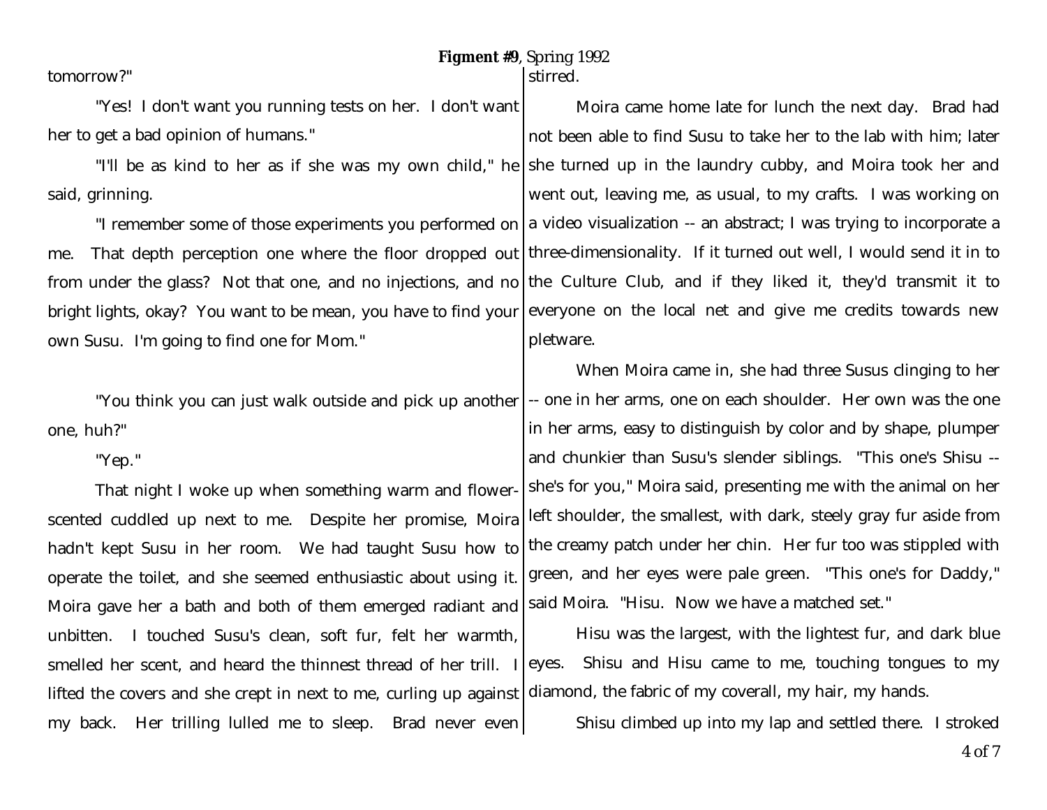tomorrow?"

"Yes! I don't want you running tests on her. I don't want her to get a bad opinion of humans."

"I'll be as kind to her as if she was my own child," he said, grinning.

"I remember some of those experiments you performed on me. That depth perception one where the floor dropped out from under the glass? Not that one, and no injections, and no bright lights, okay? You want to be mean, you have to find your own Susu. I'm going to find one for Mom."

"You think you can just walk outside and pick up another one, huh?"

"Yep."

That night I woke up when something warm and flower-scented cuddled up next to me. Despite her promise, Moira hadn't kept Susu in her room. We had taught Susu how to operate the toilet, and she seemed enthusiastic about using it. Moira gave her a bath and both of them emerged radiant and unbitten. I touched Susu's clean, soft fur, felt her warmth, smelled her scent, and heard the thinnest thread of her trill. I lifted the covers and she crept in next to me, curling up against my back. Her trilling lulled me to sleep. Brad never even stirred.

Moira came home late for lunch the next day. Brad had not been able to find Susu to take her to the lab with him; later she turned up in the laundry cubby, and Moira took her and went out, leaving me, as usual, to my crafts. I was working on a video visualization -- an abstract; I was trying to incorporate a three-dimensionality. If it turned out well, I would send it in to the Culture Club, and if they liked it, they'd transmit it to everyone on the local net and give me credits towards new pletware.

When Moira came in, she had three Susus clinging to her -- one in her arms, one on each shoulder. Her own was the one in her arms, easy to distinguish by color and by shape, plumper and chunkier than Susu's slender siblings. "This one's Shisu -- she's for you," Moira said, presenting me with the animal on her left shoulder, the smallest, with dark, steely gray fur aside from the creamy patch under her chin. Her fur too was stippled with green, and her eyes were pale green. "This one's for Daddy," said Moira. "Hisu. Now we have a matched set."

Hisu was the largest, with the lightest fur, and dark blue eyes. Shisu and Hisu came to me, touching tongues to my diamond, the fabric of my coverall, my hair, my hands.

Shisu climbed up into my lap and settled there. I stroked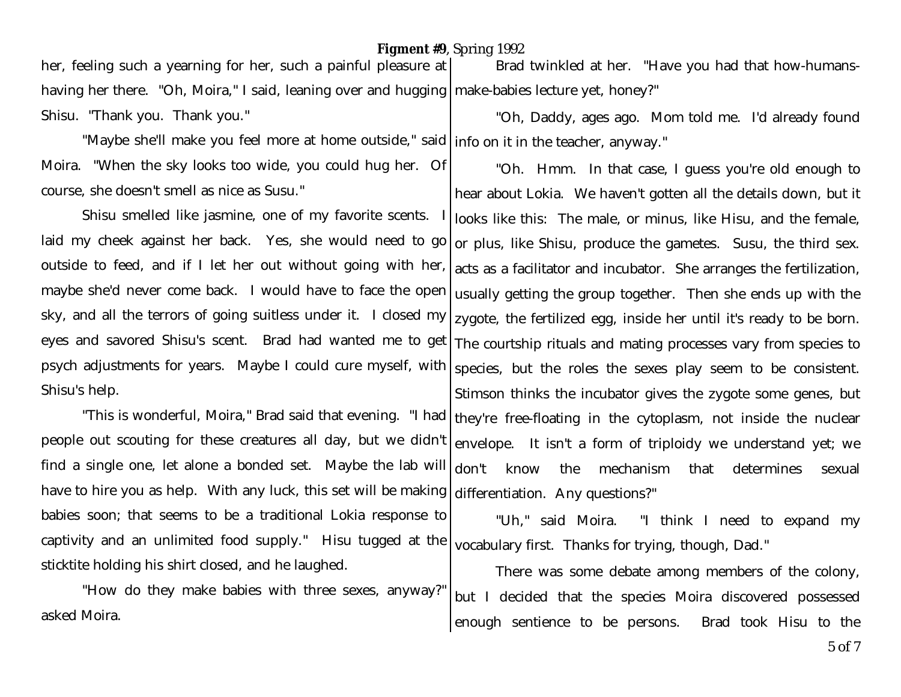her, feeling such a yearning for her, such a painful pleasure at having her there. "Oh, Moira," I said, leaning over and hugging Shisu. "Thank you. Thank you."

"Maybe she'll make you feel more at home outside," said Moira. "When the sky looks too wide, you could hug her. Of course, she doesn't smell as nice as Susu."

Shisu smelled like jasmine, one of my favorite scents. I laid my cheek against her back. Yes, she would need to go outside to feed, and if I let her out without going with her, maybe she'd never come back. I would have to face the open sky, and all the terrors of going suitless under it. I closed my eyes and savored Shisu's scent. Brad had wanted me to get psych adjustments for years. Maybe I could cure myself, with Shisu's help.

"This is wonderful, Moira," Brad said that evening. "I had people out scouting for these creatures all day, but we didn't find a single one, let alone a bonded set. Maybe the lab will have to hire you as help. With any luck, this set will be making babies soon; that seems to be a traditional Lokia response to captivity and an unlimited food supply." Hisu tugged at the sticktite holding his shirt closed, and he laughed.

"How do they make babies with three sexes, anyway?" asked Moira.

Brad twinkled at her. "Have you had that how-humans-make-babies lecture yet, honey?"

"Oh, Daddy, ages ago. Mom told me. I'd already found info on it in the teacher, anyway."

"Oh. Hmm. In that case, I guess you're old enough to hear about Lokia. We haven't gotten all the details down, but it looks like this: The male, or minus, like Hisu, and the female, or plus, like Shisu, produce the gametes. Susu, the third sex. acts as a facilitator and incubator. She arranges the fertilization, usually getting the group together. Then she ends up with the zygote, the fertilized egg, inside her until it's ready to be born. The courtship rituals and mating processes vary from species to species, but the roles the sexes play seem to be consistent. Stimson thinks the incubator gives the zygote some genes, but they're free-floating in the cytoplasm, not inside the nuclear envelope. It isn't a form of triploidy we understand yet; we don't know the mechanism that determines sexual differentiation. Any questions?"

"Uh," said Moira. "I think I need to expand my vocabulary first. Thanks for trying, though, Dad."

There was some debate among members of the colony, but I decided that the species Moira discovered possessed enough sentience to be persons. Brad took Hisu to the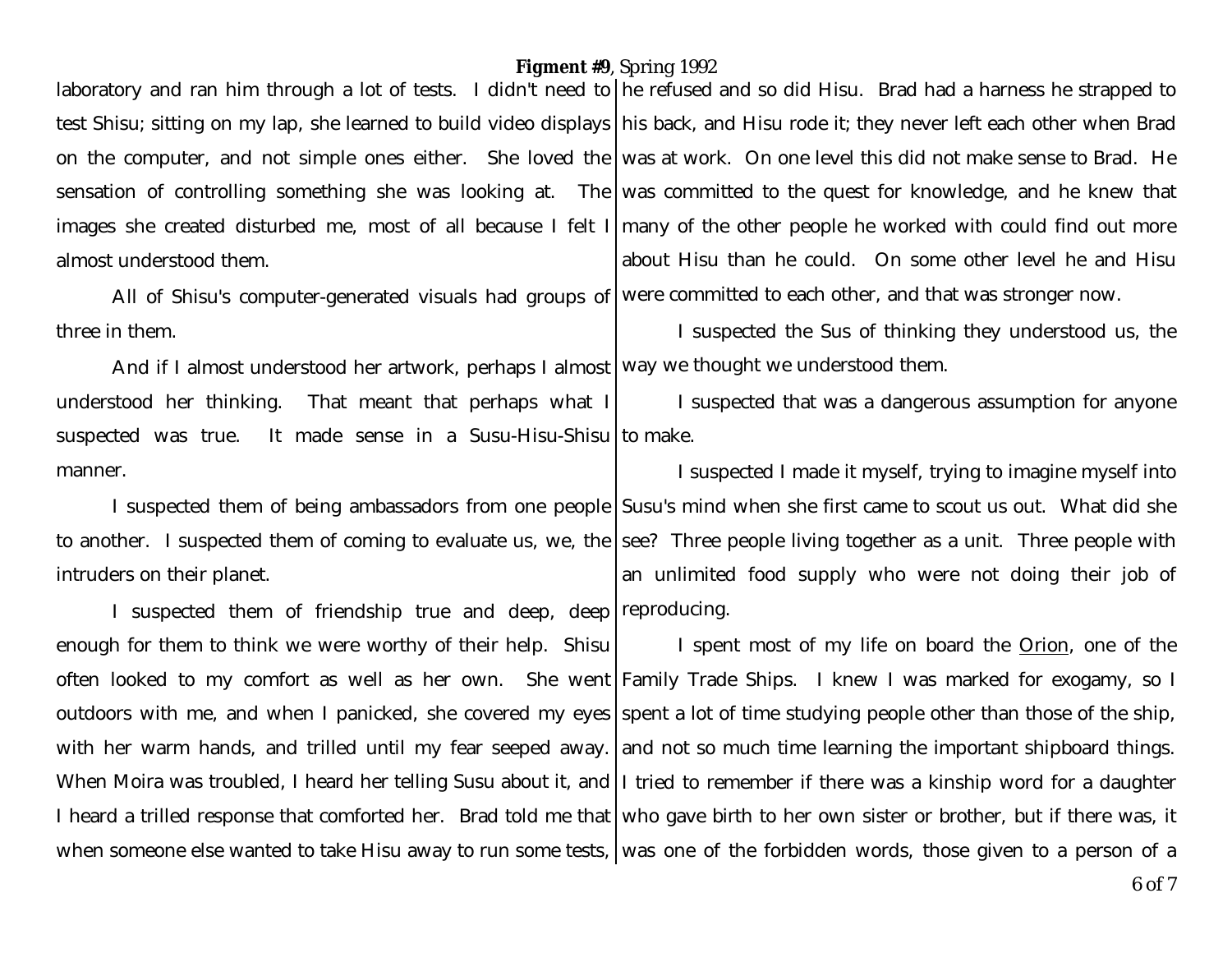laboratory and ran him through a lot of tests. I didn't need to test Shisu; sitting on my lap, she learned to build video displays on the computer, and not simple ones either. She loved the sensation of controlling something she was looking at. The images she created disturbed me, most of all because I felt I almost understood them.

All of Shisu's computer-generated visuals had groups of three in them.

And if I almost understood her artwork, perhaps I almost understood her thinking. That meant that perhaps what I suspected was true. It made sense in a Susu-Hisu-Shisu manner.

I suspected them of being ambassadors from one people to another. I suspected them of coming to evaluate us, we, the intruders on their planet.

I suspected them of friendship true and deep, deep enough for them to think we were worthy of their help. Shisu often looked to my comfort as well as her own. She went outdoors with me, and when I panicked, she covered my eyes with her warm hands, and trilled until my fear seeped away. When Moira was troubled, I heard her telling Susu about it, and I heard a trilled response that comforted her. Brad told me that when someone else wanted to take Hisu away to run some tests, he refused and so did Hisu. Brad had a harness he strapped to his back, and Hisu rode it; they never left each other when Brad was at work. On one level this did not make sense to Brad. He was committed to the quest for knowledge, and he knew that many of the other people he worked with could find out more about Hisu than he could. On some other level he and Hisu were committed to each other, and that was stronger now.

I suspected the Sus of thinking they understood us, the way we thought we understood them.

I suspected that was a dangerous assumption for anyone to make.

I suspected I made it myself, trying to imagine myself into Susu's mind when she first came to scout us out. What did she see? Three people living together as a unit. Three people with an unlimited food supply who were not doing their job of reproducing.

I spent most of my life on board the <u>Orion</u>, one of the Family Trade Ships. I knew I was marked for exogamy, so I spent a lot of time studying people other than those of the ship, and not so much time learning the important shipboard things. I tried to remember if there was a kinship word for a daughter who gave birth to her own sister or brother, but if there was, it was one of the forbidden words, those given to a person of a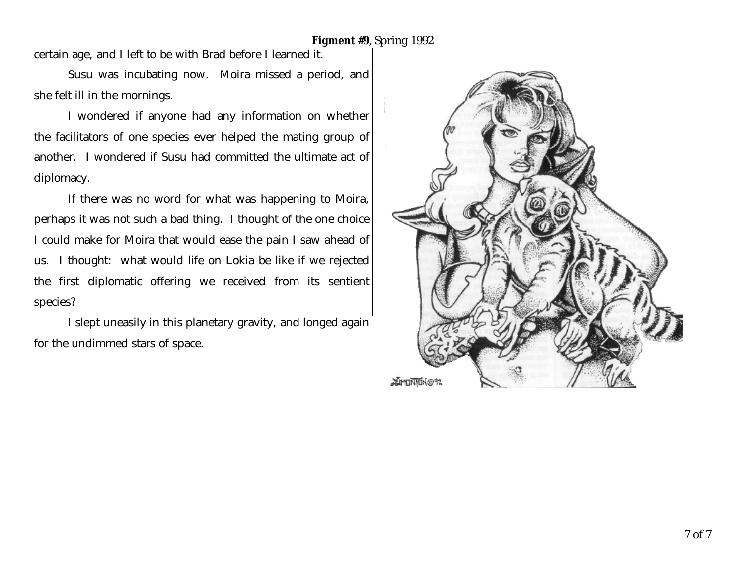certain age, and I left to be with Brad before I learned it.

Susu was incubating now. Moira missed a period, and she felt ill in the mornings.

I wondered if anyone had any information on whether the facilitators of one species ever helped the mating group of another. I wondered if Susu had committed the ultimate act of diplomacy.

If there was no word for what was happening to Moira, perhaps it was not such a bad thing. I thought of the one choice I could make for Moira that would ease the pain I saw ahead of us. I thought: what would life on Lokia be like if we rejected the first diplomatic offering we received from its sentient species?

I slept uneasily in this planetary gravity, and longed again for the undimmed stars of space.